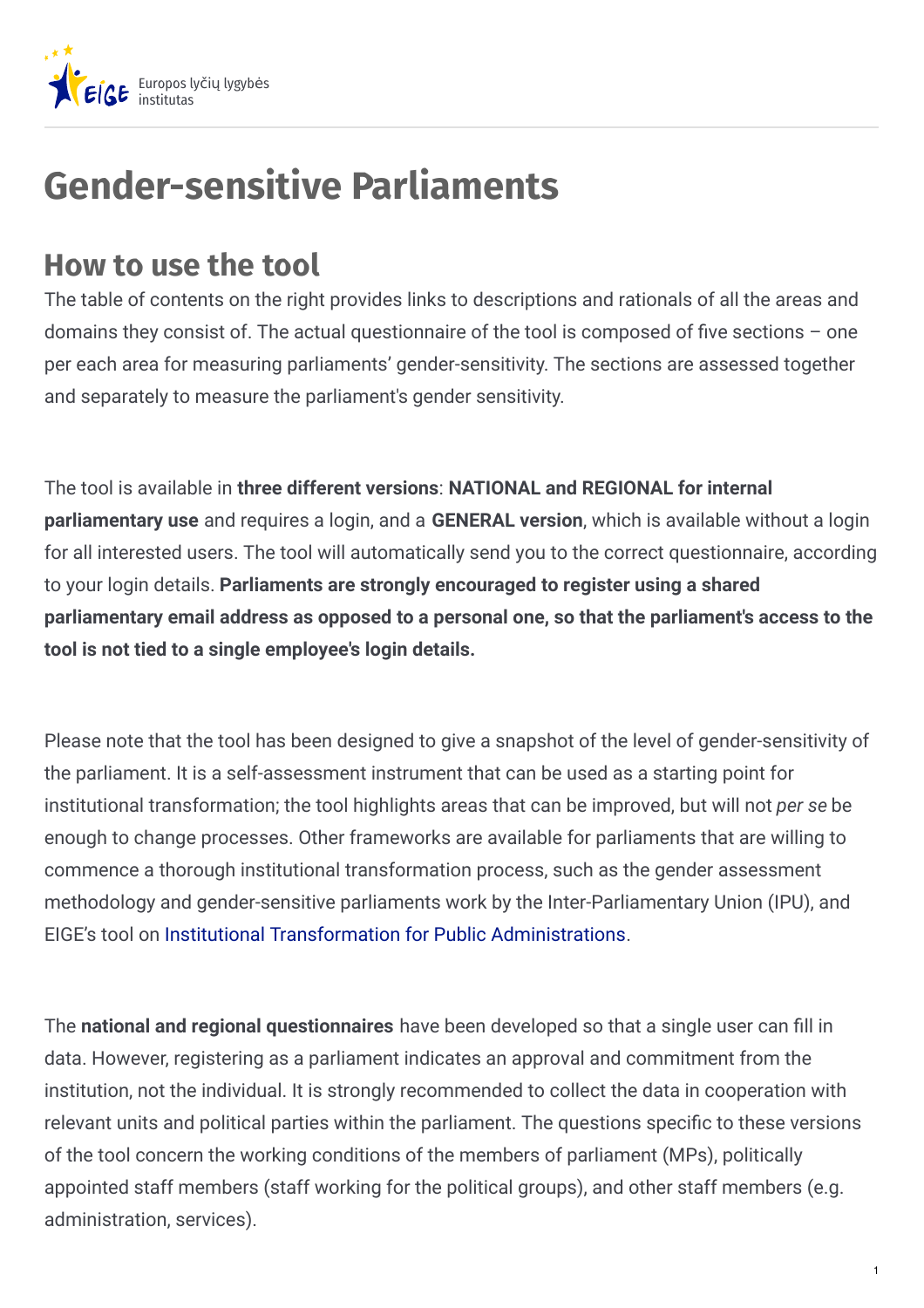# Gender-sensitive Parliaments

## How to use the tool

The table of contents on the right provides links to descriptions and rationals of all the areas and domains they consist of. The actual questionnaire of the tool is composed of five sections – one per each area for measuring parliaments' gender-sensitivity. The sections are assessed together and separately to measure the parliament's gender sensitivity.

The tool is available in **three different versions**: **NATIONAL and REGIONAL for internal parliamentary use** and requires a login, and a **GENERAL version**, which is available without a login for all interested users. The tool will automatically send you to the correct questionnaire, according to your login details. **Parliaments are strongly encouraged to register using a shared parliamentary email address as opposed to a personal one, so that the parliament's access to the tool is not tied to a single employee's login details.**

Please note that the tool has been designed to give a snapshot of the level of gender-sensitivity of the parliament. It is a self-assessment instrument that can be used as a starting point for institutional transformation; the tool highlights areas that can be improved, but will not *per se* be enough to change processes. Other frameworks are available for parliaments that are willing to commence a thorough institutional transformation process, such as the gender assessment methodology and gender-sensitive parliaments work by the Inter-Parliamentary Union (IPU), and EIGE's tool on Institutional Transformation for Public Administrations.

The **national and regional questionnaires** have been developed so that a single user can fill in data. However, registering as a parliament indicates an approval and commitment from the institution, not the individual. It is strongly recommended to collect the data in cooperation with relevant units and political parties within the parliament. The questions specific to these versions of the tool concern the working conditions of the members of parliament (MPs), politically appointed staff members (staff working for the political groups), and other staff members (e.g. administration, services).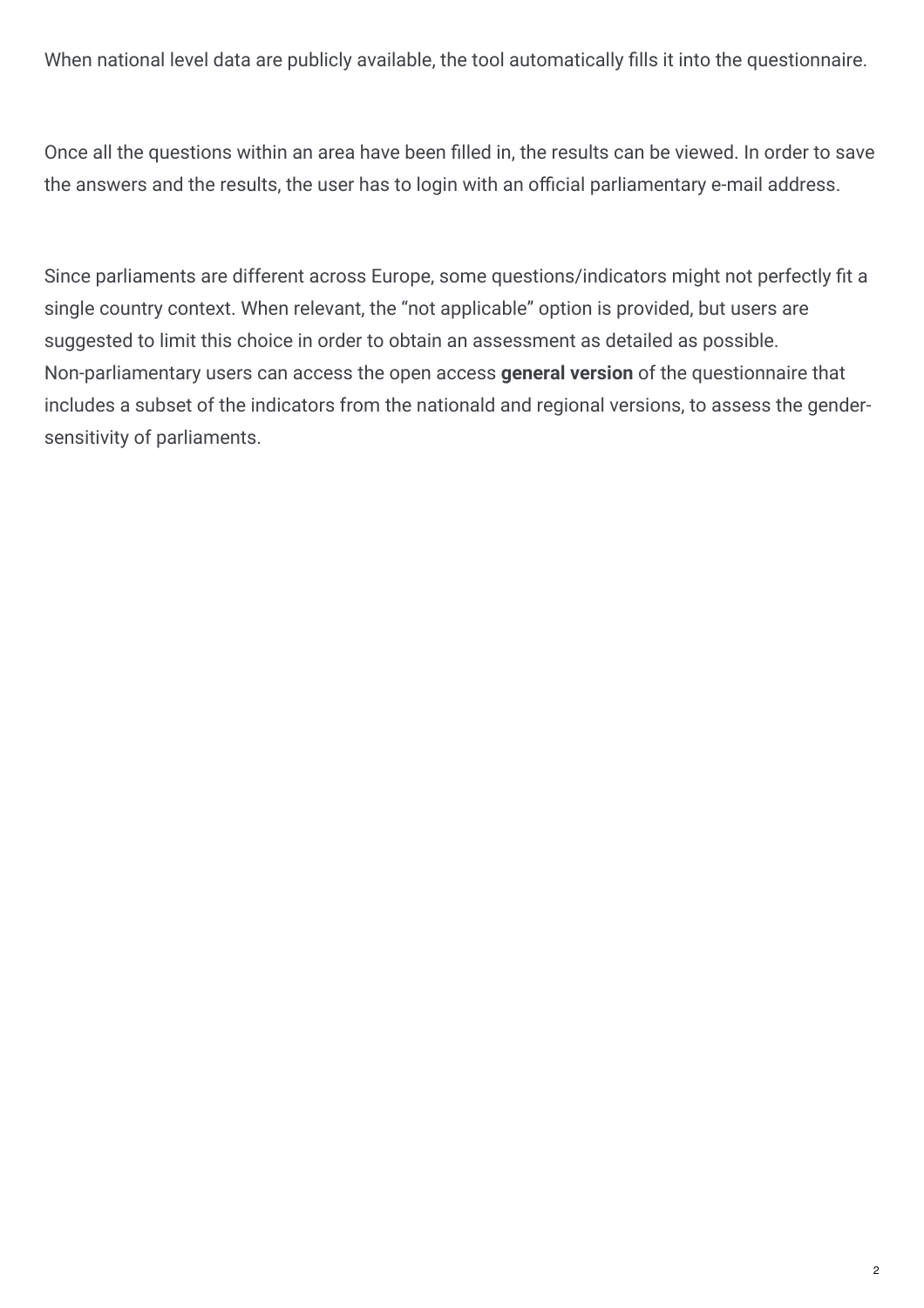When national level data are publicly available, the tool automatically fills it into the questionnaire.

Once all the questions within an area have been filled in, the results can be viewed. In order to save the answers and the results, the user has to login with an official parliamentary e-mail address.

Since parliaments are different across Europe, some questions/indicators might not perfectly fit a single country context. When relevant, the "not applicable" option is provided, but users are suggested to limit this choice in order to obtain an assessment as detailed as possible.
Non-parliamentary users can access the open access **general version** of the questionnaire that includes a subset of the indicators from the nationald and regional versions, to assess the gender-sensitivity of parliaments.